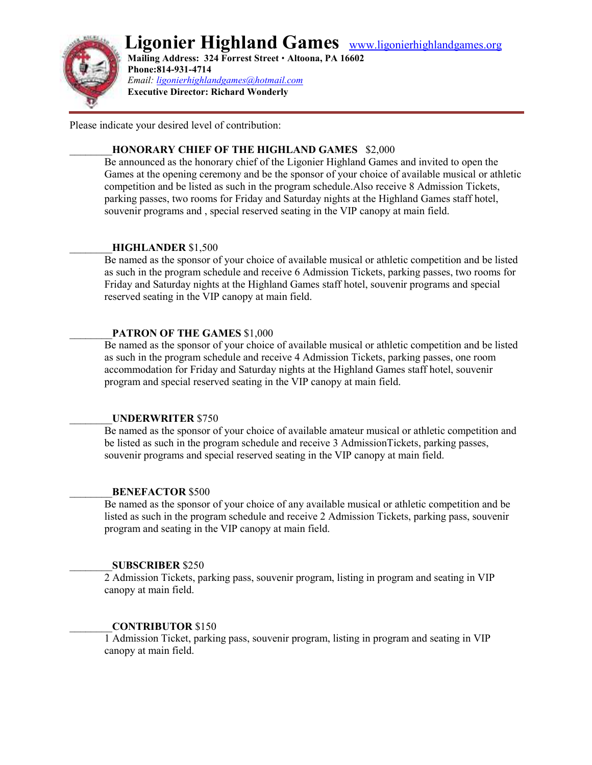# Ligonier Highland Games

www.ligonierhighlandgames.org

**Mailing Address: 324 Forrest Street • Altoona, PA 16602**
**Phone:814-931-4714**
*Email: ligonierhighlandgames@hotmail.com*
**Executive Director: Richard Wonderly**

Please indicate your desired level of contribution:

________**HONORARY CHIEF OF THE HIGHLAND GAMES** $2,000
Be announced as the honorary chief of the Ligonier Highland Games and invited to open the Games at the opening ceremony and be the sponsor of your choice of available musical or athletic competition and be listed as such in the program schedule.Also receive 8 Admission Tickets, parking passes, two rooms for Friday and Saturday nights at the Highland Games staff hotel, souvenir programs and , special reserved seating in the VIP canopy at main field.

________**HIGHLANDER** $1,500
Be named as the sponsor of your choice of available musical or athletic competition and be listed as such in the program schedule and receive 6 Admission Tickets, parking passes, two rooms for Friday and Saturday nights at the Highland Games staff hotel, souvenir programs and special reserved seating in the VIP canopy at main field.

________**PATRON OF THE GAMES** $1,000
Be named as the sponsor of your choice of available musical or athletic competition and be listed as such in the program schedule and receive 4 Admission Tickets, parking passes, one room accommodation for Friday and Saturday nights at the Highland Games staff hotel, souvenir program and special reserved seating in the VIP canopy at main field.

________**UNDERWRITER** $750
Be named as the sponsor of your choice of available amateur musical or athletic competition and be listed as such in the program schedule and receive 3 AdmissionTickets, parking passes, souvenir programs and special reserved seating in the VIP canopy at main field.

________**BENEFACTOR** $500
Be named as the sponsor of your choice of any available musical or athletic competition and be listed as such in the program schedule and receive 2 Admission Tickets, parking pass, souvenir program and seating in the VIP canopy at main field.

________**SUBSCRIBER** $250
2 Admission Tickets, parking pass, souvenir program, listing in program and seating in VIP canopy at main field.

________**CONTRIBUTOR** $150
1 Admission Ticket, parking pass, souvenir program, listing in program and seating in VIP canopy at main field.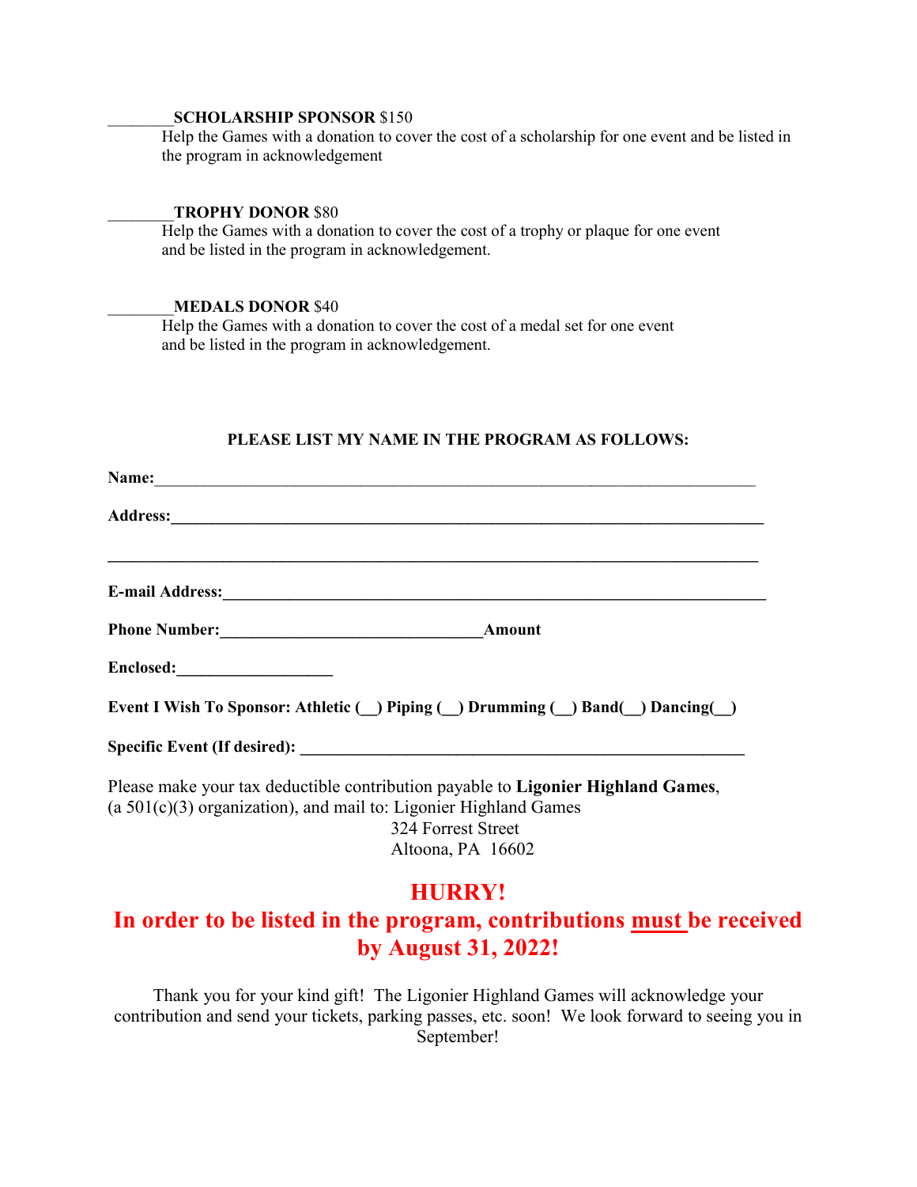________**SCHOLARSHIP SPONSOR** $150
Help the Games with a donation to cover the cost of a scholarship for one event and be listed in the program in acknowledgement

________**TROPHY DONOR** $80
Help the Games with a donation to cover the cost of a trophy or plaque for one event and be listed in the program in acknowledgement.

________**MEDALS DONOR** $40
Help the Games with a donation to cover the cost of a medal set for one event and be listed in the program in acknowledgement.

**PLEASE LIST MY NAME IN THE PROGRAM AS FOLLOWS:**

**Name:**_______________________________________________________________________

**Address:**_____________________________________________________________________

_______________________________________________________________________________

**E-mail Address:**________________________________________________________________

**Phone Number:**_______________________________**Amount**

**Enclosed:**___________________

**Event I Wish To Sponsor: Athletic (__) Piping (__) Drumming (__) Band(__) Dancing(__)**

**Specific Event (If desired):** ______________________________________________________

Please make your tax deductible contribution payable to **Ligonier Highland Games**, (a 501(c)(3) organization), and mail to: Ligonier Highland Games
324 Forrest Street
Altoona, PA 16602

**HURRY!**

**In order to be listed in the program, contributions must be received by August 31, 2022!**

Thank you for your kind gift! The Ligonier Highland Games will acknowledge your contribution and send your tickets, parking passes, etc. soon! We look forward to seeing you in September!